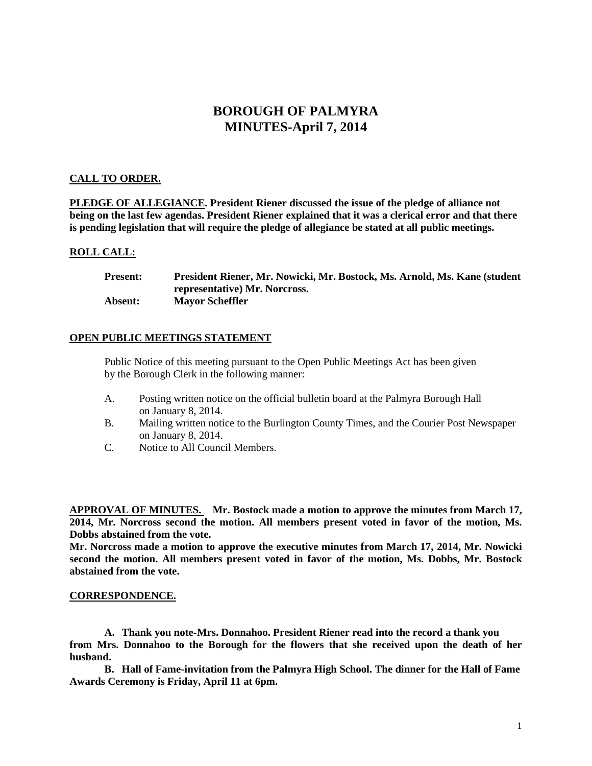# BOROUGH OF PALMYRA
# MINUTES-April 7, 2014

**CALL TO ORDER.**

**PLEDGE OF ALLEGIANCE. President Riener discussed the issue of the pledge of alliance not being on the last few agendas. President Riener explained that it was a clerical error and that there is pending legislation that will require the pledge of allegiance be stated at all public meetings.**

**ROLL CALL:**

**Present:** **President Riener, Mr. Nowicki, Mr. Bostock, Ms. Arnold, Ms. Kane (student representative) Mr. Norcross.**
**Absent:** **Mayor Scheffler**

**OPEN PUBLIC MEETINGS STATEMENT**

Public Notice of this meeting pursuant to the Open Public Meetings Act has been given by the Borough Clerk in the following manner:

A. Posting written notice on the official bulletin board at the Palmyra Borough Hall on January 8, 2014.
B. Mailing written notice to the Burlington County Times, and the Courier Post Newspaper on January 8, 2014.
C. Notice to All Council Members.

**APPROVAL OF MINUTES. Mr. Bostock made a motion to approve the minutes from March 17, 2014, Mr. Norcross second the motion. All members present voted in favor of the motion, Ms. Dobbs abstained from the vote.**

**Mr. Norcross made a motion to approve the executive minutes from March 17, 2014, Mr. Nowicki second the motion. All members present voted in favor of the motion, Ms. Dobbs, Mr. Bostock abstained from the vote.**

**CORRESPONDENCE.**

**A. Thank you note-Mrs. Donnahoo. President Riener read into the record a thank you from Mrs. Donnahoo to the Borough for the flowers that she received upon the death of her husband.**

**B. Hall of Fame-invitation from the Palmyra High School. The dinner for the Hall of Fame Awards Ceremony is Friday, April 11 at 6pm.**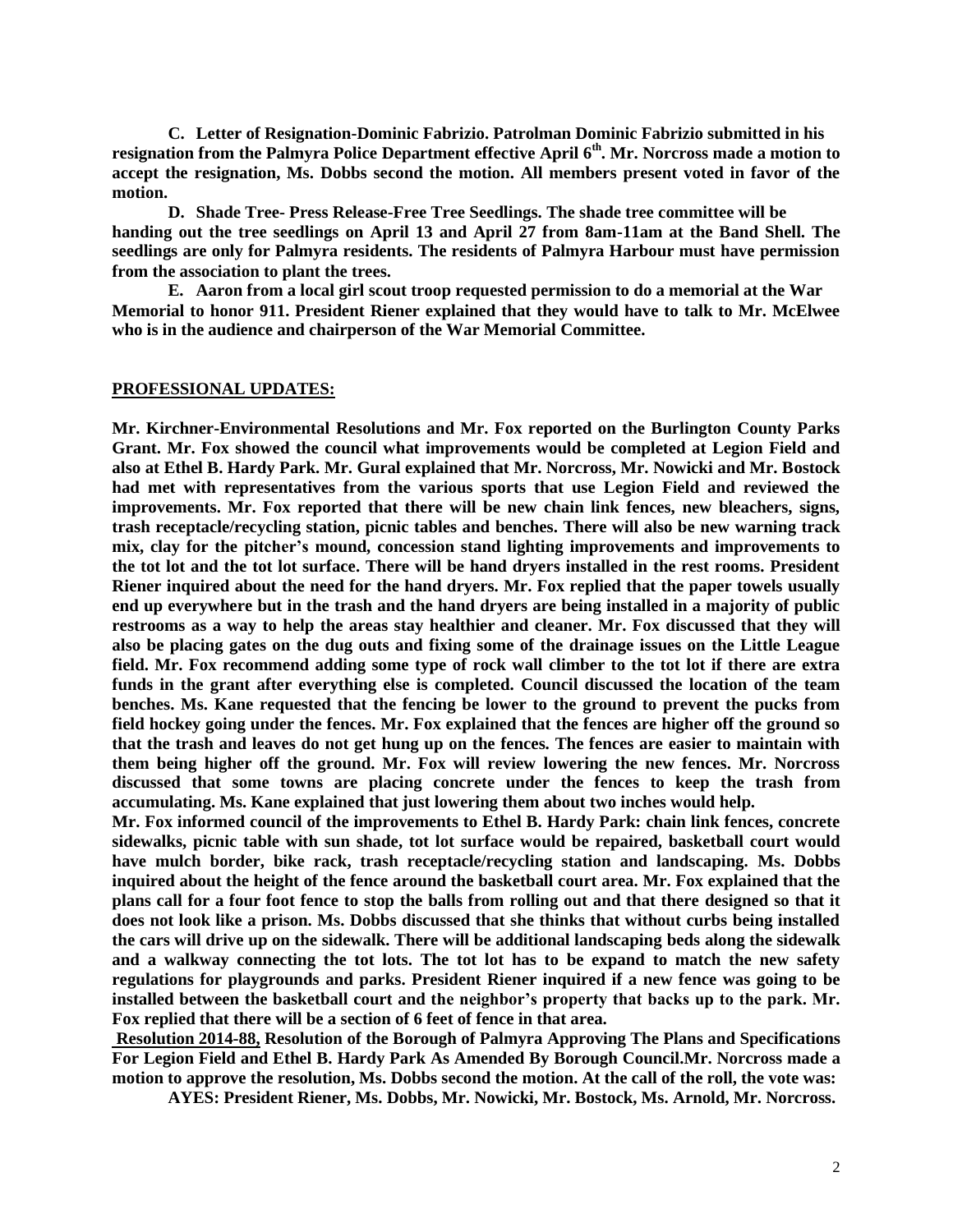**C. Letter of Resignation-Dominic Fabrizio. Patrolman Dominic Fabrizio submitted in his resignation from the Palmyra Police Department effective April 6th. Mr. Norcross made a motion to accept the resignation, Ms. Dobbs second the motion. All members present voted in favor of the motion.**

**D. Shade Tree- Press Release-Free Tree Seedlings. The shade tree committee will be handing out the tree seedlings on April 13 and April 27 from 8am-11am at the Band Shell. The seedlings are only for Palmyra residents. The residents of Palmyra Harbour must have permission from the association to plant the trees.**

**E. Aaron from a local girl scout troop requested permission to do a memorial at the War Memorial to honor 911. President Riener explained that they would have to talk to Mr. McElwee who is in the audience and chairperson of the War Memorial Committee.**

## PROFESSIONAL UPDATES:

**Mr. Kirchner-Environmental Resolutions and Mr. Fox reported on the Burlington County Parks Grant. Mr. Fox showed the council what improvements would be completed at Legion Field and also at Ethel B. Hardy Park. Mr. Gural explained that Mr. Norcross, Mr. Nowicki and Mr. Bostock had met with representatives from the various sports that use Legion Field and reviewed the improvements. Mr. Fox reported that there will be new chain link fences, new bleachers, signs, trash receptacle/recycling station, picnic tables and benches. There will also be new warning track mix, clay for the pitcher's mound, concession stand lighting improvements and improvements to the tot lot and the tot lot surface. There will be hand dryers installed in the rest rooms. President Riener inquired about the need for the hand dryers. Mr. Fox replied that the paper towels usually end up everywhere but in the trash and the hand dryers are being installed in a majority of public restrooms as a way to help the areas stay healthier and cleaner. Mr. Fox discussed that they will also be placing gates on the dug outs and fixing some of the drainage issues on the Little League field. Mr. Fox recommend adding some type of rock wall climber to the tot lot if there are extra funds in the grant after everything else is completed. Council discussed the location of the team benches. Ms. Kane requested that the fencing be lower to the ground to prevent the pucks from field hockey going under the fences. Mr. Fox explained that the fences are higher off the ground so that the trash and leaves do not get hung up on the fences. The fences are easier to maintain with them being higher off the ground. Mr. Fox will review lowering the new fences. Mr. Norcross discussed that some towns are placing concrete under the fences to keep the trash from accumulating. Ms. Kane explained that just lowering them about two inches would help.**

**Mr. Fox informed council of the improvements to Ethel B. Hardy Park: chain link fences, concrete sidewalks, picnic table with sun shade, tot lot surface would be repaired, basketball court would have mulch border, bike rack, trash receptacle/recycling station and landscaping. Ms. Dobbs inquired about the height of the fence around the basketball court area. Mr. Fox explained that the plans call for a four foot fence to stop the balls from rolling out and that there designed so that it does not look like a prison. Ms. Dobbs discussed that she thinks that without curbs being installed the cars will drive up on the sidewalk. There will be additional landscaping beds along the sidewalk and a walkway connecting the tot lots. The tot lot has to be expand to match the new safety regulations for playgrounds and parks. President Riener inquired if a new fence was going to be installed between the basketball court and the neighbor's property that backs up to the park. Mr. Fox replied that there will be a section of 6 feet of fence in that area.**

**Resolution 2014-88, Resolution of the Borough of Palmyra Approving The Plans and Specifications For Legion Field and Ethel B. Hardy Park As Amended By Borough Council.Mr. Norcross made a motion to approve the resolution, Ms. Dobbs second the motion. At the call of the roll, the vote was:**

**AYES: President Riener, Ms. Dobbs, Mr. Nowicki, Mr. Bostock, Ms. Arnold, Mr. Norcross.**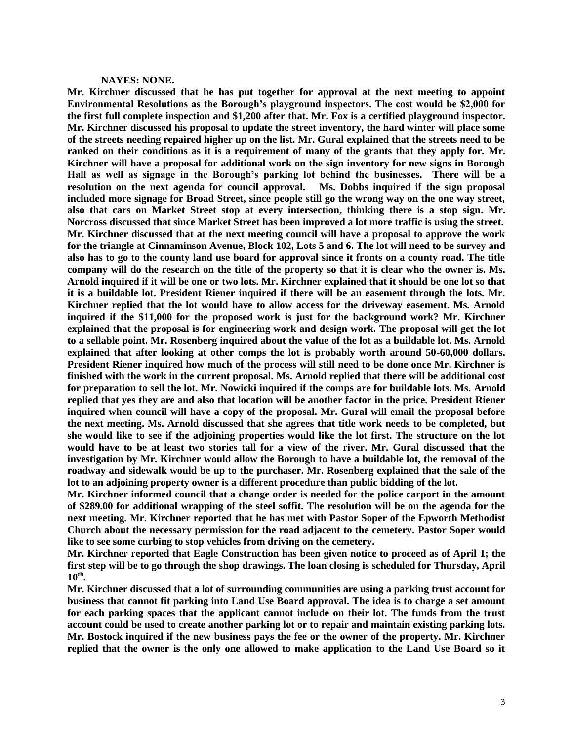**NAYES: NONE.**

**Mr. Kirchner discussed that he has put together for approval at the next meeting to appoint Environmental Resolutions as the Borough's playground inspectors. The cost would be $2,000 for the first full complete inspection and $1,200 after that. Mr. Fox is a certified playground inspector. Mr. Kirchner discussed his proposal to update the street inventory, the hard winter will place some of the streets needing repaired higher up on the list. Mr. Gural explained that the streets need to be ranked on their conditions as it is a requirement of many of the grants that they apply for. Mr. Kirchner will have a proposal for additional work on the sign inventory for new signs in Borough Hall as well as signage in the Borough's parking lot behind the businesses. There will be a resolution on the next agenda for council approval. Ms. Dobbs inquired if the sign proposal included more signage for Broad Street, since people still go the wrong way on the one way street, also that cars on Market Street stop at every intersection, thinking there is a stop sign. Mr. Norcross discussed that since Market Street has been improved a lot more traffic is using the street. Mr. Kirchner discussed that at the next meeting council will have a proposal to approve the work for the triangle at Cinnaminson Avenue, Block 102, Lots 5 and 6. The lot will need to be survey and also has to go to the county land use board for approval since it fronts on a county road. The title company will do the research on the title of the property so that it is clear who the owner is. Ms. Arnold inquired if it will be one or two lots. Mr. Kirchner explained that it should be one lot so that it is a buildable lot. President Riener inquired if there will be an easement through the lots. Mr. Kirchner replied that the lot would have to allow access for the driveway easement. Ms. Arnold inquired if the $11,000 for the proposed work is just for the background work? Mr. Kirchner explained that the proposal is for engineering work and design work. The proposal will get the lot to a sellable point. Mr. Rosenberg inquired about the value of the lot as a buildable lot. Ms. Arnold explained that after looking at other comps the lot is probably worth around 50-60,000 dollars. President Riener inquired how much of the process will still need to be done once Mr. Kirchner is finished with the work in the current proposal. Ms. Arnold replied that there will be additional cost for preparation to sell the lot. Mr. Nowicki inquired if the comps are for buildable lots. Ms. Arnold replied that yes they are and also that location will be another factor in the price. President Riener inquired when council will have a copy of the proposal. Mr. Gural will email the proposal before the next meeting. Ms. Arnold discussed that she agrees that title work needs to be completed, but she would like to see if the adjoining properties would like the lot first. The structure on the lot would have to be at least two stories tall for a view of the river. Mr. Gural discussed that the investigation by Mr. Kirchner would allow the Borough to have a buildable lot, the removal of the roadway and sidewalk would be up to the purchaser. Mr. Rosenberg explained that the sale of the lot to an adjoining property owner is a different procedure than public bidding of the lot.**

**Mr. Kirchner informed council that a change order is needed for the police carport in the amount of $289.00 for additional wrapping of the steel soffit. The resolution will be on the agenda for the next meeting. Mr. Kirchner reported that he has met with Pastor Soper of the Epworth Methodist Church about the necessary permission for the road adjacent to the cemetery. Pastor Soper would like to see some curbing to stop vehicles from driving on the cemetery.**

**Mr. Kirchner reported that Eagle Construction has been given notice to proceed as of April 1; the first step will be to go through the shop drawings. The loan closing is scheduled for Thursday, April 10th.**

**Mr. Kirchner discussed that a lot of surrounding communities are using a parking trust account for business that cannot fit parking into Land Use Board approval. The idea is to charge a set amount for each parking spaces that the applicant cannot include on their lot. The funds from the trust account could be used to create another parking lot or to repair and maintain existing parking lots. Mr. Bostock inquired if the new business pays the fee or the owner of the property. Mr. Kirchner replied that the owner is the only one allowed to make application to the Land Use Board so it**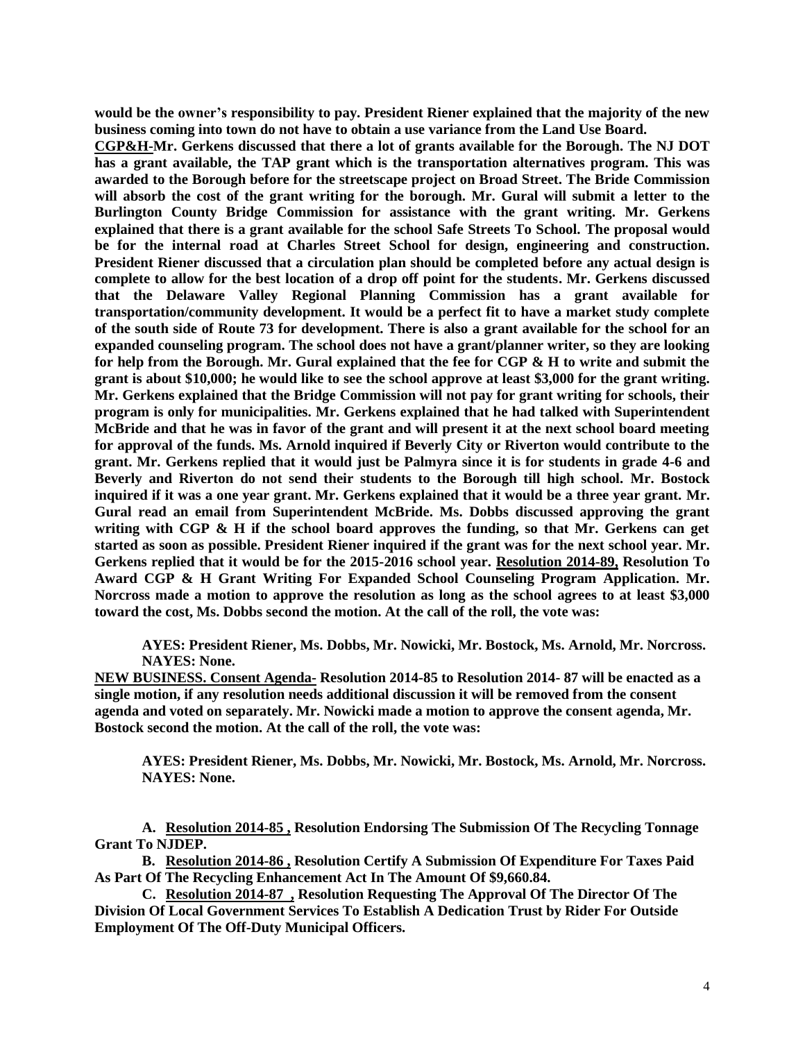**would be the owner's responsibility to pay. President Riener explained that the majority of the new business coming into town do not have to obtain a use variance from the Land Use Board.**

**<u>CGP&H</u>-Mr. Gerkens discussed that there a lot of grants available for the Borough. The NJ DOT has a grant available, the TAP grant which is the transportation alternatives program. This was awarded to the Borough before for the streetscape project on Broad Street. The Bride Commission will absorb the cost of the grant writing for the borough. Mr. Gural will submit a letter to the Burlington County Bridge Commission for assistance with the grant writing. Mr. Gerkens explained that there is a grant available for the school Safe Streets To School. The proposal would be for the internal road at Charles Street School for design, engineering and construction. President Riener discussed that a circulation plan should be completed before any actual design is complete to allow for the best location of a drop off point for the students. Mr. Gerkens discussed that the Delaware Valley Regional Planning Commission has a grant available for transportation/community development. It would be a perfect fit to have a market study complete of the south side of Route 73 for development. There is also a grant available for the school for an expanded counseling program. The school does not have a grant/planner writer, so they are looking for help from the Borough. Mr. Gural explained that the fee for CGP & H to write and submit the grant is about $10,000; he would like to see the school approve at least $3,000 for the grant writing. Mr. Gerkens explained that the Bridge Commission will not pay for grant writing for schools, their program is only for municipalities. Mr. Gerkens explained that he had talked with Superintendent McBride and that he was in favor of the grant and will present it at the next school board meeting for approval of the funds. Ms. Arnold inquired if Beverly City or Riverton would contribute to the grant. Mr. Gerkens replied that it would just be Palmyra since it is for students in grade 4-6 and Beverly and Riverton do not send their students to the Borough till high school. Mr. Bostock inquired if it was a one year grant. Mr. Gerkens explained that it would be a three year grant. Mr. Gural read an email from Superintendent McBride. Ms. Dobbs discussed approving the grant writing with CGP & H if the school board approves the funding, so that Mr. Gerkens can get started as soon as possible. President Riener inquired if the grant was for the next school year. Mr. Gerkens replied that it would be for the 2015-2016 school year. <u>Resolution 2014-89,</u> Resolution To Award CGP & H Grant Writing For Expanded School Counseling Program Application. Mr. Norcross made a motion to approve the resolution as long as the school agrees to at least $3,000 toward the cost, Ms. Dobbs second the motion. At the call of the roll, the vote was:**

**AYES: President Riener, Ms. Dobbs, Mr. Nowicki, Mr. Bostock, Ms. Arnold, Mr. Norcross.**
**NAYES: None.**

**<u>NEW BUSINESS. Consent Agenda</u>- Resolution 2014-85 to Resolution 2014- 87 will be enacted as a single motion, if any resolution needs additional discussion it will be removed from the consent agenda and voted on separately. Mr. Nowicki made a motion to approve the consent agenda, Mr. Bostock second the motion. At the call of the roll, the vote was:**

**AYES: President Riener, Ms. Dobbs, Mr. Nowicki, Mr. Bostock, Ms. Arnold, Mr. Norcross.**
**NAYES: None.**

**A. <u>Resolution 2014-85 ,</u> Resolution Endorsing The Submission Of The Recycling Tonnage Grant To NJDEP.**

**B. <u>Resolution 2014-86 ,</u> Resolution Certify A Submission Of Expenditure For Taxes Paid As Part Of The Recycling Enhancement Act In The Amount Of $9,660.84.**

**C. <u>Resolution 2014-87 ,</u> Resolution Requesting The Approval Of The Director Of The Division Of Local Government Services To Establish A Dedication Trust by Rider For Outside Employment Of The Off-Duty Municipal Officers.**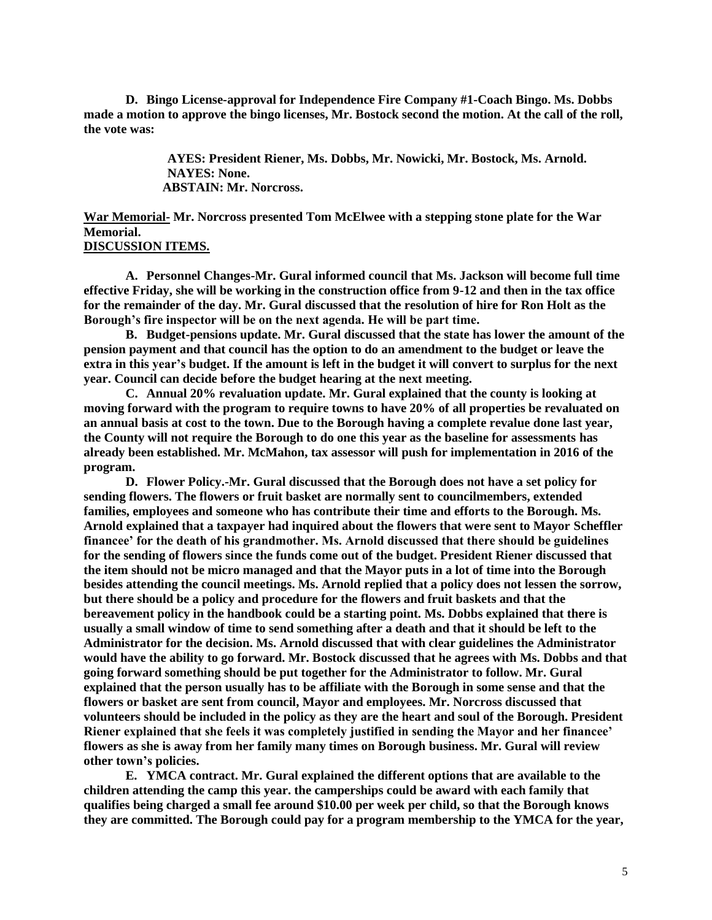**D. Bingo License-approval for Independence Fire Company #1-Coach Bingo. Ms. Dobbs made a motion to approve the bingo licenses, Mr. Bostock second the motion. At the call of the roll, the vote was:**

> **AYES: President Riener, Ms. Dobbs, Mr. Nowicki, Mr. Bostock, Ms. Arnold.**
> **NAYES: None.**
> **ABSTAIN: Mr. Norcross.**

**War Memorial- Mr. Norcross presented Tom McElwee with a stepping stone plate for the War Memorial.**

**DISCUSSION ITEMS.**

**A. Personnel Changes-Mr. Gural informed council that Ms. Jackson will become full time effective Friday, she will be working in the construction office from 9-12 and then in the tax office for the remainder of the day. Mr. Gural discussed that the resolution of hire for Ron Holt as the Borough's fire inspector will be on the next agenda. He will be part time.**

**B. Budget-pensions update. Mr. Gural discussed that the state has lower the amount of the pension payment and that council has the option to do an amendment to the budget or leave the extra in this year's budget. If the amount is left in the budget it will convert to surplus for the next year. Council can decide before the budget hearing at the next meeting.**

**C. Annual 20% revaluation update. Mr. Gural explained that the county is looking at moving forward with the program to require towns to have 20% of all properties be revaluated on an annual basis at cost to the town. Due to the Borough having a complete revalue done last year, the County will not require the Borough to do one this year as the baseline for assessments has already been established. Mr. McMahon, tax assessor will push for implementation in 2016 of the program.**

**D. Flower Policy.-Mr. Gural discussed that the Borough does not have a set policy for sending flowers. The flowers or fruit basket are normally sent to councilmembers, extended families, employees and someone who has contribute their time and efforts to the Borough. Ms. Arnold explained that a taxpayer had inquired about the flowers that were sent to Mayor Scheffler financee' for the death of his grandmother. Ms. Arnold discussed that there should be guidelines for the sending of flowers since the funds come out of the budget. President Riener discussed that the item should not be micro managed and that the Mayor puts in a lot of time into the Borough besides attending the council meetings. Ms. Arnold replied that a policy does not lessen the sorrow, but there should be a policy and procedure for the flowers and fruit baskets and that the bereavement policy in the handbook could be a starting point. Ms. Dobbs explained that there is usually a small window of time to send something after a death and that it should be left to the Administrator for the decision. Ms. Arnold discussed that with clear guidelines the Administrator would have the ability to go forward. Mr. Bostock discussed that he agrees with Ms. Dobbs and that going forward something should be put together for the Administrator to follow. Mr. Gural explained that the person usually has to be affiliate with the Borough in some sense and that the flowers or basket are sent from council, Mayor and employees. Mr. Norcross discussed that volunteers should be included in the policy as they are the heart and soul of the Borough. President Riener explained that she feels it was completely justified in sending the Mayor and her financee' flowers as she is away from her family many times on Borough business. Mr. Gural will review other town's policies.**

**E. YMCA contract. Mr. Gural explained the different options that are available to the children attending the camp this year. the camperships could be award with each family that qualifies being charged a small fee around $10.00 per week per child, so that the Borough knows they are committed. The Borough could pay for a program membership to the YMCA for the year,**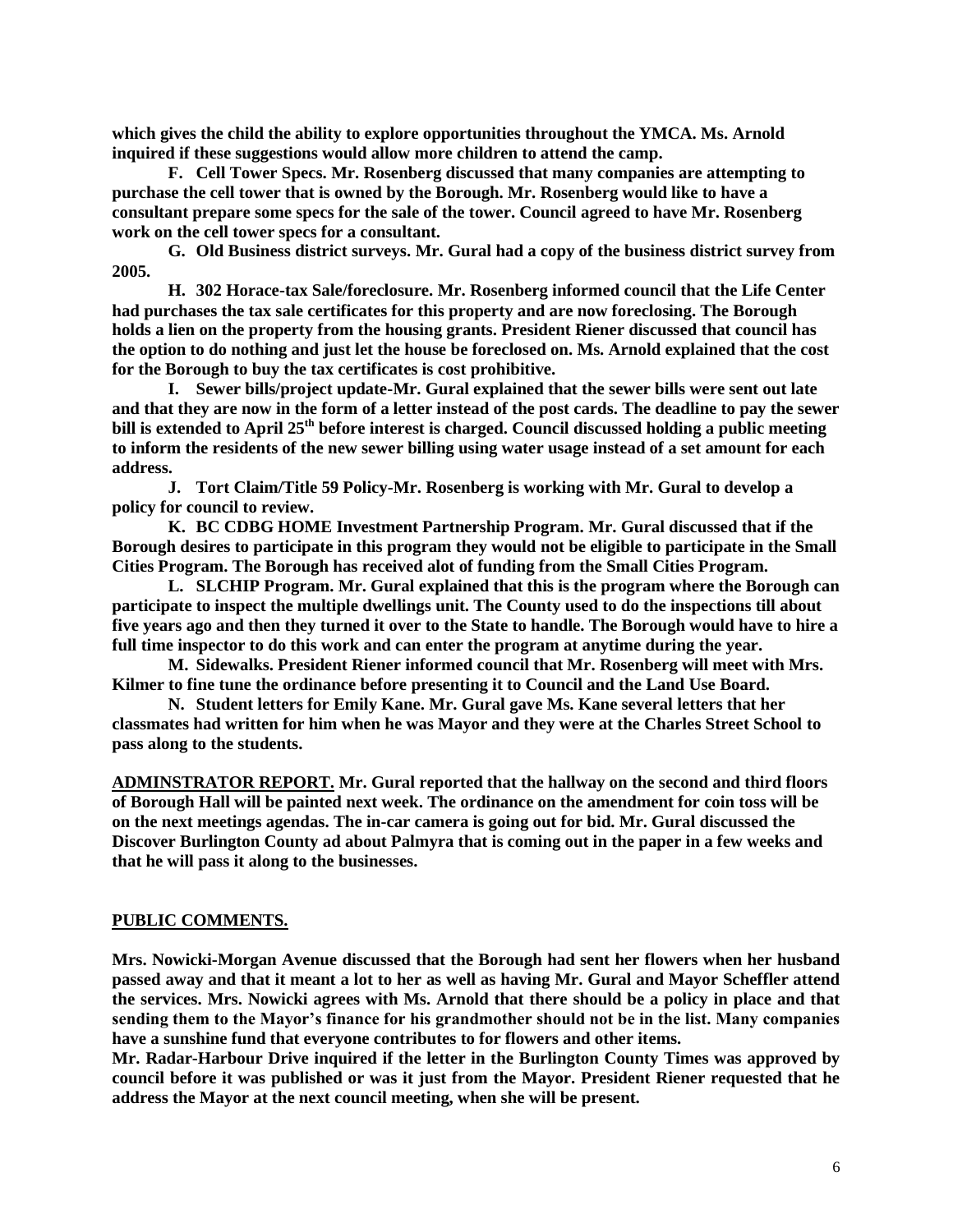**which gives the child the ability to explore opportunities throughout the YMCA. Ms. Arnold inquired if these suggestions would allow more children to attend the camp.**

**F. Cell Tower Specs. Mr. Rosenberg discussed that many companies are attempting to purchase the cell tower that is owned by the Borough. Mr. Rosenberg would like to have a consultant prepare some specs for the sale of the tower. Council agreed to have Mr. Rosenberg work on the cell tower specs for a consultant.**

**G. Old Business district surveys. Mr. Gural had a copy of the business district survey from 2005.**

**H. 302 Horace-tax Sale/foreclosure. Mr. Rosenberg informed council that the Life Center had purchases the tax sale certificates for this property and are now foreclosing. The Borough holds a lien on the property from the housing grants. President Riener discussed that council has the option to do nothing and just let the house be foreclosed on. Ms. Arnold explained that the cost for the Borough to buy the tax certificates is cost prohibitive.**

**I. Sewer bills/project update-Mr. Gural explained that the sewer bills were sent out late and that they are now in the form of a letter instead of the post cards. The deadline to pay the sewer bill is extended to April 25th before interest is charged. Council discussed holding a public meeting to inform the residents of the new sewer billing using water usage instead of a set amount for each address.**

**J. Tort Claim/Title 59 Policy-Mr. Rosenberg is working with Mr. Gural to develop a policy for council to review.**

**K. BC CDBG HOME Investment Partnership Program. Mr. Gural discussed that if the Borough desires to participate in this program they would not be eligible to participate in the Small Cities Program. The Borough has received alot of funding from the Small Cities Program.**

**L. SLCHIP Program. Mr. Gural explained that this is the program where the Borough can participate to inspect the multiple dwellings unit. The County used to do the inspections till about five years ago and then they turned it over to the State to handle. The Borough would have to hire a full time inspector to do this work and can enter the program at anytime during the year.**

**M. Sidewalks. President Riener informed council that Mr. Rosenberg will meet with Mrs. Kilmer to fine tune the ordinance before presenting it to Council and the Land Use Board.**

**N. Student letters for Emily Kane. Mr. Gural gave Ms. Kane several letters that her classmates had written for him when he was Mayor and they were at the Charles Street School to pass along to the students.**

**ADMINSTRATOR REPORT. Mr. Gural reported that the hallway on the second and third floors of Borough Hall will be painted next week. The ordinance on the amendment for coin toss will be on the next meetings agendas. The in-car camera is going out for bid. Mr. Gural discussed the Discover Burlington County ad about Palmyra that is coming out in the paper in a few weeks and that he will pass it along to the businesses.**

**PUBLIC COMMENTS.**

**Mrs. Nowicki-Morgan Avenue discussed that the Borough had sent her flowers when her husband passed away and that it meant a lot to her as well as having Mr. Gural and Mayor Scheffler attend the services. Mrs. Nowicki agrees with Ms. Arnold that there should be a policy in place and that sending them to the Mayor's finance for his grandmother should not be in the list. Many companies have a sunshine fund that everyone contributes to for flowers and other items.**

**Mr. Radar-Harbour Drive inquired if the letter in the Burlington County Times was approved by council before it was published or was it just from the Mayor. President Riener requested that he address the Mayor at the next council meeting, when she will be present.**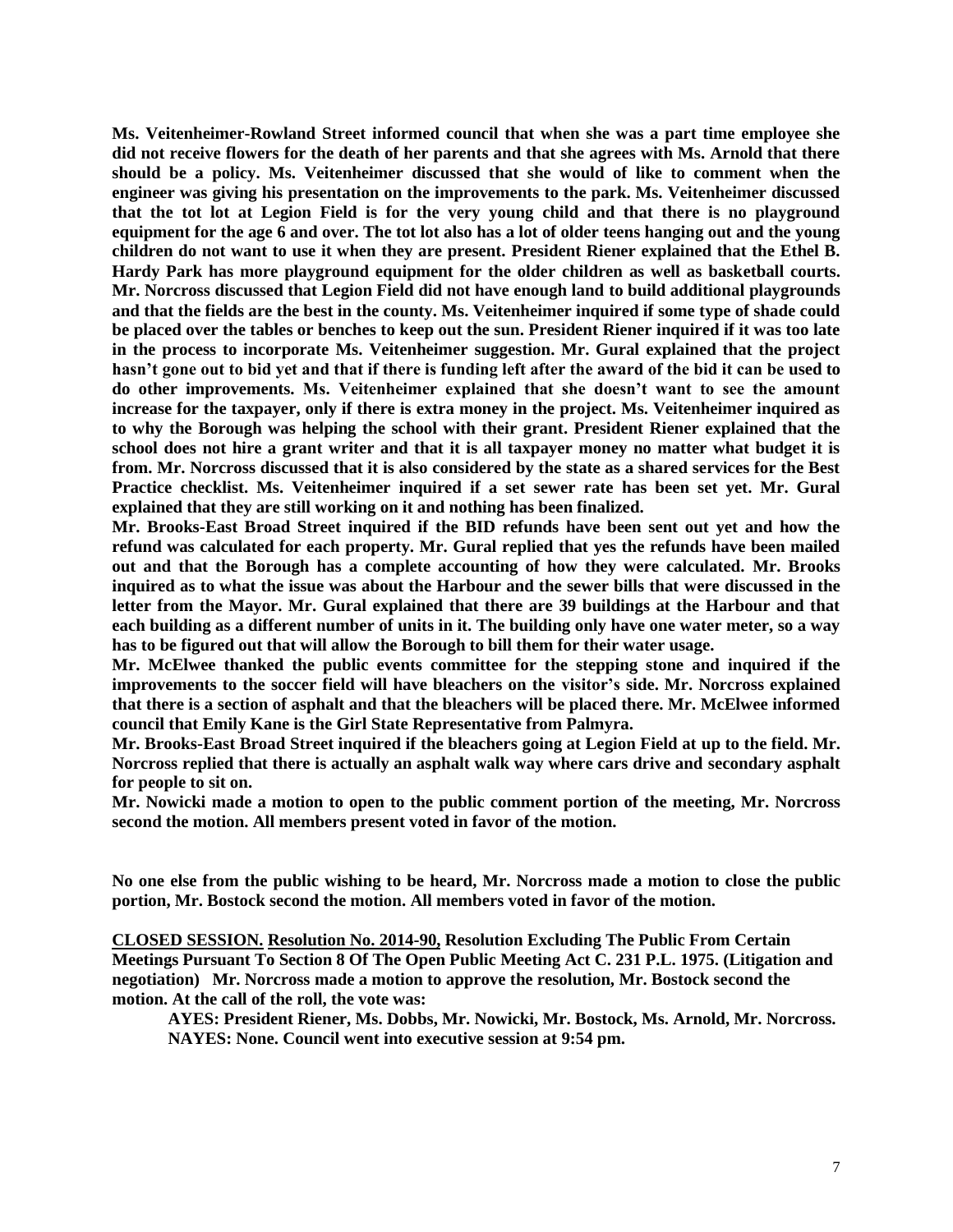**Ms. Veitenheimer-Rowland Street informed council that when she was a part time employee she did not receive flowers for the death of her parents and that she agrees with Ms. Arnold that there should be a policy. Ms. Veitenheimer discussed that she would of like to comment when the engineer was giving his presentation on the improvements to the park. Ms. Veitenheimer discussed that the tot lot at Legion Field is for the very young child and that there is no playground equipment for the age 6 and over. The tot lot also has a lot of older teens hanging out and the young children do not want to use it when they are present. President Riener explained that the Ethel B. Hardy Park has more playground equipment for the older children as well as basketball courts. Mr. Norcross discussed that Legion Field did not have enough land to build additional playgrounds and that the fields are the best in the county. Ms. Veitenheimer inquired if some type of shade could be placed over the tables or benches to keep out the sun. President Riener inquired if it was too late in the process to incorporate Ms. Veitenheimer suggestion. Mr. Gural explained that the project hasn't gone out to bid yet and that if there is funding left after the award of the bid it can be used to do other improvements. Ms. Veitenheimer explained that she doesn't want to see the amount increase for the taxpayer, only if there is extra money in the project. Ms. Veitenheimer inquired as to why the Borough was helping the school with their grant. President Riener explained that the school does not hire a grant writer and that it is all taxpayer money no matter what budget it is from. Mr. Norcross discussed that it is also considered by the state as a shared services for the Best Practice checklist. Ms. Veitenheimer inquired if a set sewer rate has been set yet. Mr. Gural explained that they are still working on it and nothing has been finalized.**

**Mr. Brooks-East Broad Street inquired if the BID refunds have been sent out yet and how the refund was calculated for each property. Mr. Gural replied that yes the refunds have been mailed out and that the Borough has a complete accounting of how they were calculated. Mr. Brooks inquired as to what the issue was about the Harbour and the sewer bills that were discussed in the letter from the Mayor. Mr. Gural explained that there are 39 buildings at the Harbour and that each building as a different number of units in it. The building only have one water meter, so a way has to be figured out that will allow the Borough to bill them for their water usage.**

**Mr. McElwee thanked the public events committee for the stepping stone and inquired if the improvements to the soccer field will have bleachers on the visitor's side. Mr. Norcross explained that there is a section of asphalt and that the bleachers will be placed there. Mr. McElwee informed council that Emily Kane is the Girl State Representative from Palmyra.**

**Mr. Brooks-East Broad Street inquired if the bleachers going at Legion Field at up to the field. Mr. Norcross replied that there is actually an asphalt walk way where cars drive and secondary asphalt for people to sit on.**

**Mr. Nowicki made a motion to open to the public comment portion of the meeting, Mr. Norcross second the motion. All members present voted in favor of the motion.**

**No one else from the public wishing to be heard, Mr. Norcross made a motion to close the public portion, Mr. Bostock second the motion. All members voted in favor of the motion.**

**<u>CLOSED SESSION.</u> <u>Resolution No. 2014-90,</u> Resolution Excluding The Public From Certain Meetings Pursuant To Section 8 Of The Open Public Meeting Act C. 231 P.L. 1975. (Litigation and negotiation) Mr. Norcross made a motion to approve the resolution, Mr. Bostock second the motion. At the call of the roll, the vote was:**

**AYES: President Riener, Ms. Dobbs, Mr. Nowicki, Mr. Bostock, Ms. Arnold, Mr. Norcross.**
**NAYES: None. Council went into executive session at 9:54 pm.**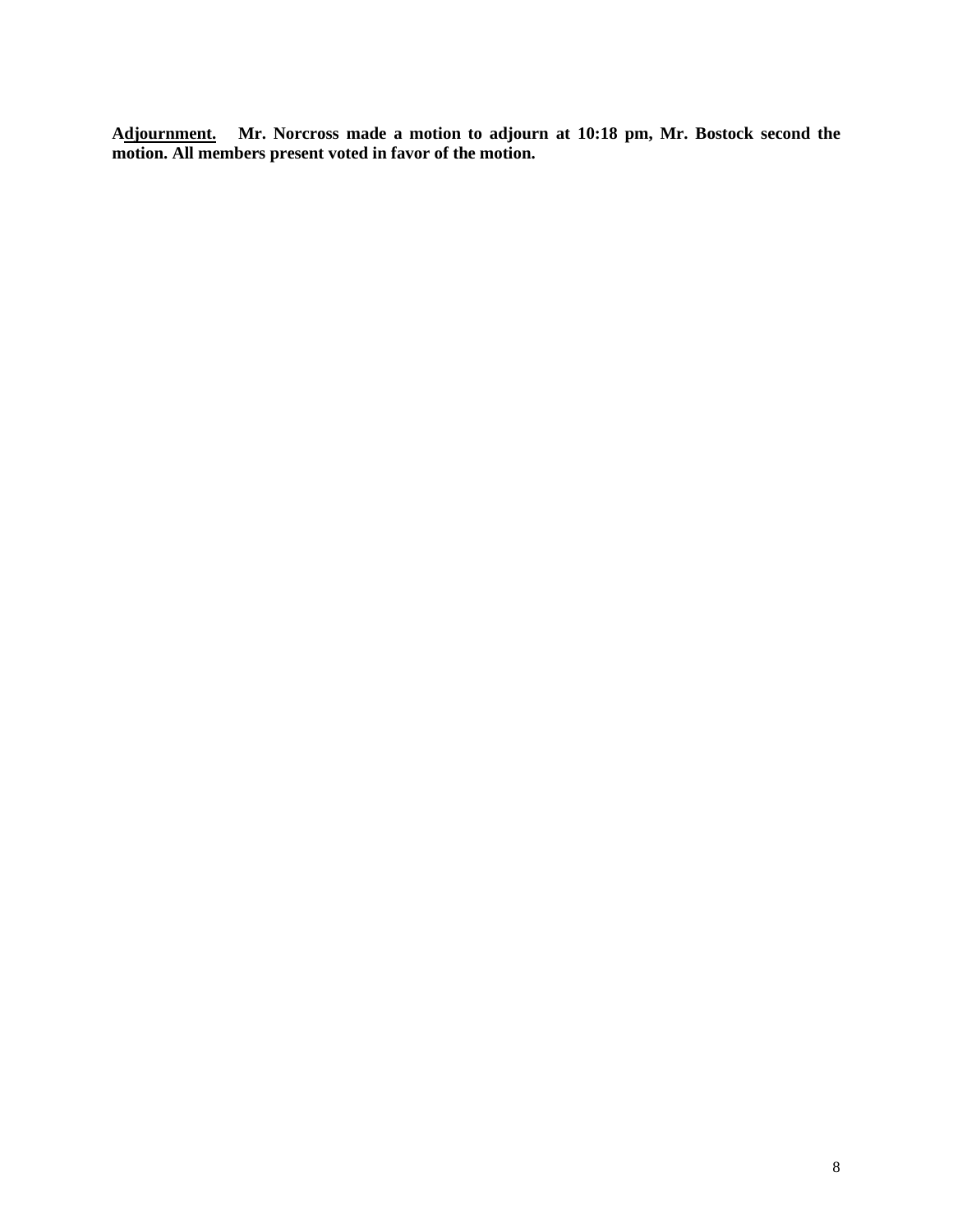**A<u>djournment.</u>** **Mr. Norcross made a motion to adjourn at 10:18 pm, Mr. Bostock second the motion. All members present voted in favor of the motion.**